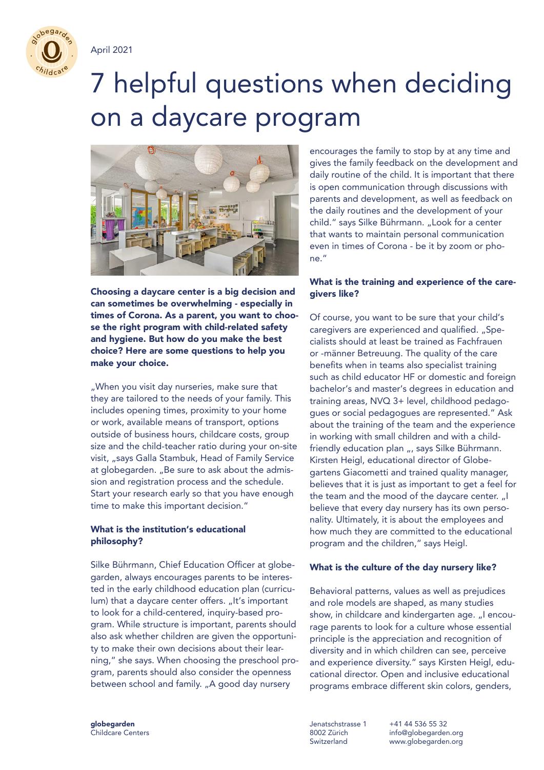April 2021

# 7 helpful questions when deciding on a daycare program

**Choosing a daycare center is a big decision and can sometimes be overwhelming - especially in times of Corona. As a parent, you want to choose the right program with child-related safety and hygiene. But how do you make the best choice? Here are some questions to help you make your choice.**

„When you visit day nurseries, make sure that they are tailored to the needs of your family. This includes opening times, proximity to your home or work, available means of transport, options outside of business hours, childcare costs, group size and the child-teacher ratio during your on-site visit, „says Galla Stambuk, Head of Family Service at globegarden. „Be sure to ask about the admission and registration process and the schedule. Start your research early so that you have enough time to make this important decision."

### What is the institution's educational philosophy?

Silke Bührmann, Chief Education Officer at globegarden, always encourages parents to be interested in the early childhood education plan (curriculum) that a daycare center offers. „It's important to look for a child-centered, inquiry-based program. While structure is important, parents should also ask whether children are given the opportunity to make their own decisions about their learning," she says. When choosing the preschool program, parents should also consider the openness between school and family. „A good day nursery encourages the family to stop by at any time and gives the family feedback on the development and daily routine of the child. It is important that there is open communication through discussions with parents and development, as well as feedback on the daily routines and the development of your child." says Silke Bührmann. „Look for a center that wants to maintain personal communication even in times of Corona - be it by zoom or phone."

### What is the training and experience of the caregivers like?

Of course, you want to be sure that your child's caregivers are experienced and qualified. „Specialists should at least be trained as Fachfrauen or -männer Betreuung. The quality of the care benefits when in teams also specialist training such as child educator HF or domestic and foreign bachelor's and master's degrees in education and training areas, NVQ 3+ level, childhood pedagogues or social pedagogues are represented." Ask about the training of the team and the experience in working with small children and with a child-friendly education plan „, says Silke Bührmann. Kirsten Heigl, educational director of Globegartens Giacometti and trained quality manager, believes that it is just as important to get a feel for the team and the mood of the daycare center. „I believe that every day nursery has its own personality. Ultimately, it is about the employees and how much they are committed to the educational program and the children," says Heigl.

### What is the culture of the day nursery like?

Behavioral patterns, values as well as prejudices and role models are shaped, as many studies show, in childcare and kindergarten age. „I encourage parents to look for a culture whose essential principle is the appreciation and recognition of diversity and in which children can see, perceive and experience diversity." says Kirsten Heigl, educational director. Open and inclusive educational programs embrace different skin colors, genders,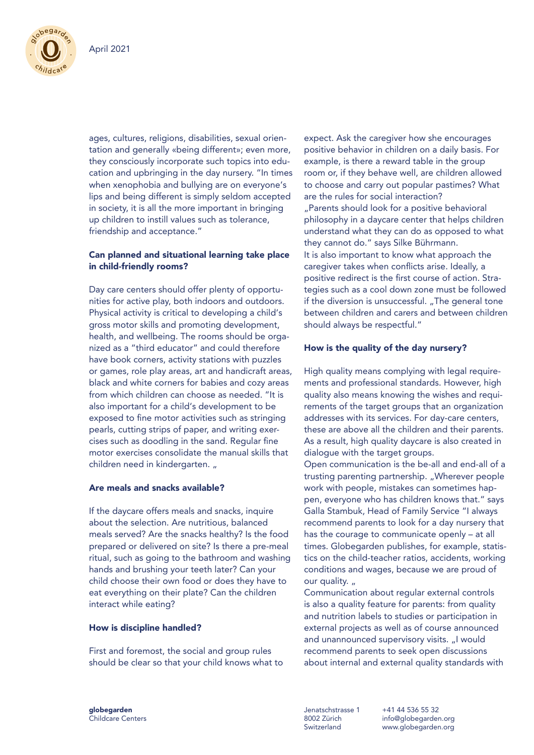ages, cultures, religions, disabilities, sexual orientation and generally «being different»; even more, they consciously incorporate such topics into education and upbringing in the day nursery. "In times when xenophobia and bullying are on everyone's lips and being different is simply seldom accepted in society, it is all the more important in bringing up children to instill values such as tolerance, friendship and acceptance."

### Can planned and situational learning take place in child-friendly rooms?

Day care centers should offer plenty of opportunities for active play, both indoors and outdoors. Physical activity is critical to developing a child's gross motor skills and promoting development, health, and wellbeing. The rooms should be organized as a "third educator" and could therefore have book corners, activity stations with puzzles or games, role play areas, art and handicraft areas, black and white corners for babies and cozy areas from which children can choose as needed. "It is also important for a child's development to be exposed to fine motor activities such as stringing pearls, cutting strips of paper, and writing exercises such as doodling in the sand. Regular fine motor exercises consolidate the manual skills that children need in kindergarten. „

### Are meals and snacks available?

If the daycare offers meals and snacks, inquire about the selection. Are nutritious, balanced meals served? Are the snacks healthy? Is the food prepared or delivered on site? Is there a pre-meal ritual, such as going to the bathroom and washing hands and brushing your teeth later? Can your child choose their own food or does they have to eat everything on their plate? Can the children interact while eating?

### How is discipline handled?

First and foremost, the social and group rules should be clear so that your child knows what to expect. Ask the caregiver how she encourages positive behavior in children on a daily basis. For example, is there a reward table in the group room or, if they behave well, are children allowed to choose and carry out popular pastimes? What are the rules for social interaction?
„Parents should look for a positive behavioral philosophy in a daycare center that helps children understand what they can do as opposed to what they cannot do." says Silke Bührmann.
It is also important to know what approach the caregiver takes when conflicts arise. Ideally, a positive redirect is the first course of action. Strategies such as a cool down zone must be followed if the diversion is unsuccessful. „The general tone between children and carers and between children should always be respectful."

### How is the quality of the day nursery?

High quality means complying with legal requirements and professional standards. However, high quality also means knowing the wishes and requirements of the target groups that an organization addresses with its services. For day-care centers, these are above all the children and their parents. As a result, high quality daycare is also created in dialogue with the target groups.
Open communication is the be-all and end-all of a trusting parenting partnership. „Wherever people work with people, mistakes can sometimes happen, everyone who has children knows that." says Galla Stambuk, Head of Family Service "I always recommend parents to look for a day nursery that has the courage to communicate openly – at all times. Globegarden publishes, for example, statistics on the child-teacher ratios, accidents, working conditions and wages, because we are proud of our quality. „
Communication about regular external controls is also a quality feature for parents: from quality and nutrition labels to studies or participation in external projects as well as of course announced and unannounced supervisory visits. „I would recommend parents to seek open discussions about internal and external quality standards with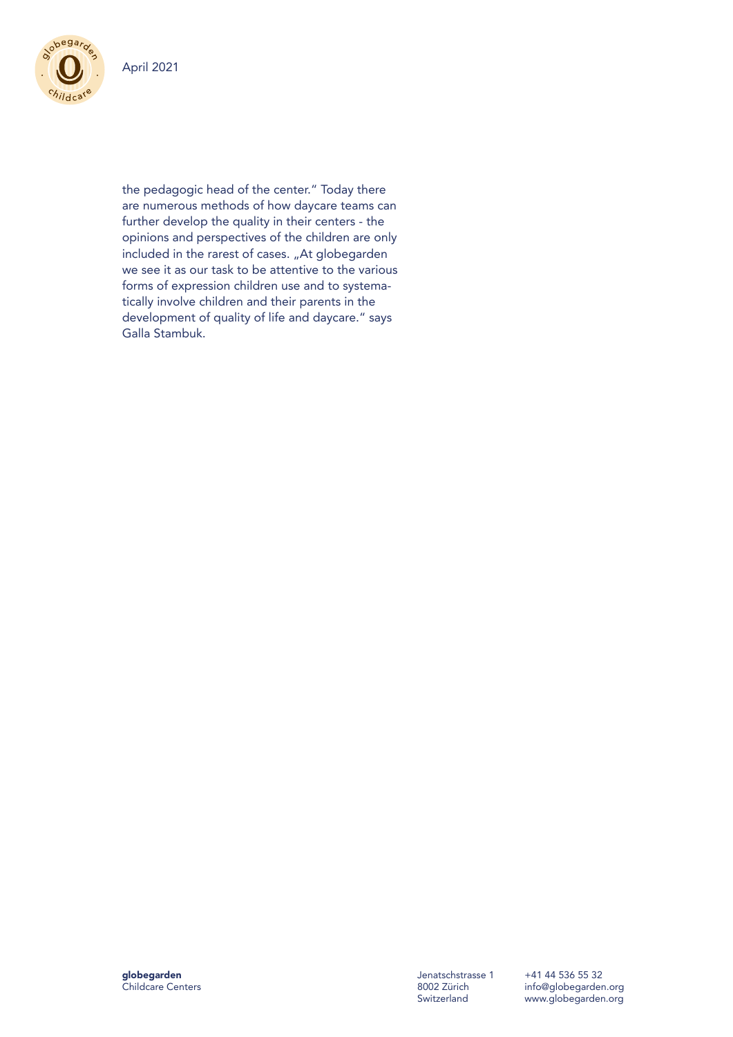the pedagogic head of the center." Today there are numerous methods of how daycare teams can further develop the quality in their centers - the opinions and perspectives of the children are only included in the rarest of cases. „At globegarden we see it as our task to be attentive to the various forms of expression children use and to systematically involve children and their parents in the development of quality of life and daycare." says Galla Stambuk.